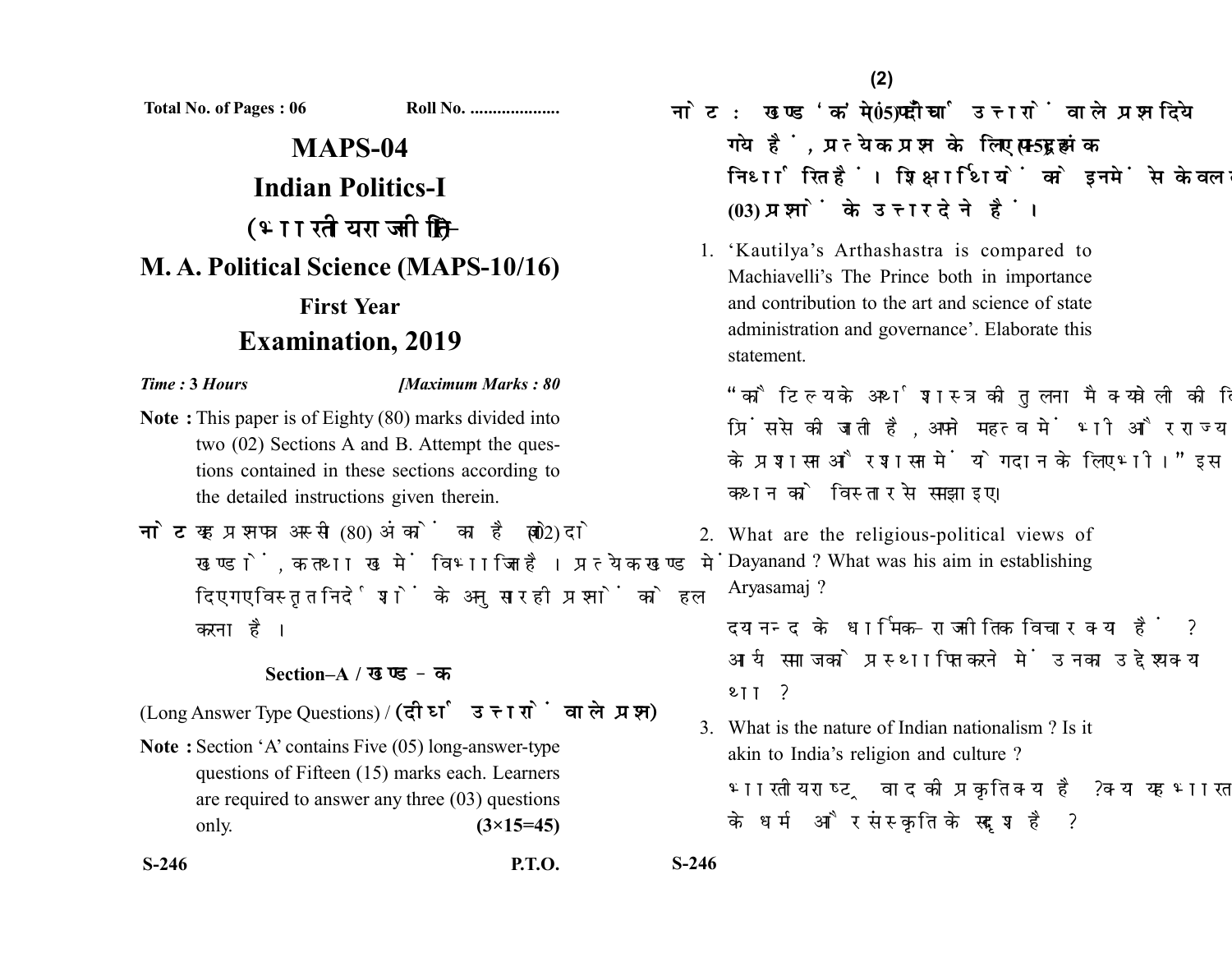**Total No. of Pages : 06** **Roll No. ....................**

# MAPS-04

# Indian Politics-I

# (भारतीय राजनीति-I)

# M. A. Political Science (MAPS-10/16)

## First Year

## Examination, 2019

*Time :* **3 Hours** **[*Maximum Marks :* 80**

**Note :** This paper is of Eighty (80) marks divided into two (02) Sections A and B. Attempt the questions contained in these sections according to the detailed instructions given therein.

**नोट :** यह प्रश्नपत्र अस्सी (80) अंकों का है जो दो (02) खण्डों, क तथा ख में विभाजित है। प्रत्येक खण्ड में दिए गए विस्तृत निर्देशों के अनुसार ही प्रश्नों को हल करना है।

### Section–A / खण्ड–क

(Long Answer Type Questions) / **(दीर्घ उत्तरों वाले प्रश्न)**

**Note :** Section 'A' contains Five (05) long-answer-type questions of Fifteen (15) marks each. Learners are required to answer any three (03) questions only. **(3×15=45)**

**नोट :** खण्ड 'क' में पाँच (05) दीर्घ उत्तरों वाले प्रश्न दिये गये हैं, प्रत्येक प्रश्न के लिए पन्द्रह (15) अंक निर्धारित हैं। शिक्षार्थियों को इनमें से केवल तीन (03) प्रश्नों के उत्तर देने हैं।

1. 'Kautilya's Arthashastra is compared to Machiavelli's The Prince both in importance and contribution to the art and science of state administration and governance'. Elaborate this statement.

   "कौटिल्य के अर्थशास्त्र की तुलना मैक्यावेली की दि प्रिंस से की जाती है, अपने महत्व में भी और राज्य के प्रशासन और शासन में योगदान के लिए भी।" इस कथन को विस्तार से समझाइए।

2. What are the religious-political views of Dayanand ? What was his aim in establishing Aryasamaj ?

   दयानन्द के धार्मिक-राजनीतिक विचार क्या हैं? आर्य समाज को प्रस्थापित करने में उनका उद्देश्य क्या था ?

3. What is the nature of Indian nationalism ? Is it akin to India's religion and culture ?

   भारतीय राष्ट्रवाद की प्रकृति क्या है ? क्या यह भारत के धर्म और संस्कृति के सदृश है ?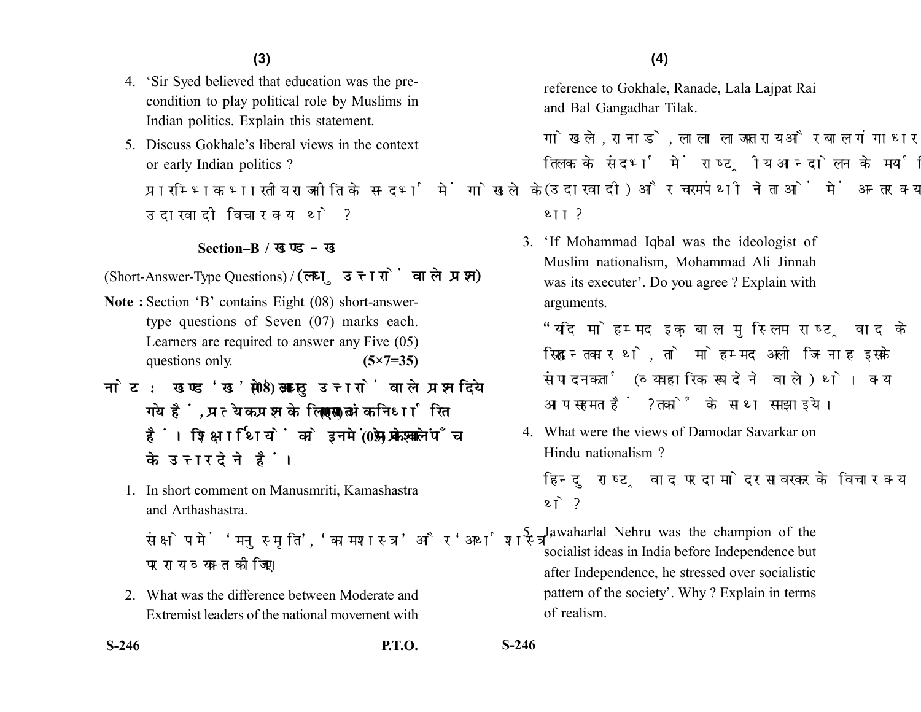4. 'Sir Syed believed that education was the pre-condition to play political role by Muslims in Indian politics. Explain this statement.

5. Discuss Gokhale's liberal views in the context or early Indian politics ?

   प्रारम्भिक भारतीय राजनीति के सन्दर्भ में गोखले के उदारवादी विचार क्या थे ?

## Section–B / खण्ड – ख

(Short-Answer-Type Questions) / **(लघु उत्तरों वाले प्रश्न)**

**Note :** Section 'B' contains Eight (08) short-answer-type questions of Seven (07) marks each. Learners are required to answer any Five (05) questions only. **(5×7=35)**

**नोट : खण्ड 'ख' में आठ (08) लघु उत्तरों वाले प्रश्न दिये गये हैं, प्रत्येक प्रश्न के लिए सात (07) अंक निर्धारित हैं। शिक्षार्थियों को इनमें से केवल पाँच (05) प्रश्नों के उत्तर देने हैं।**

1. In short comment on Manusmriti, Kamashastra and Arthashastra.

   संक्षेप में 'मनुस्मृति', 'कामशास्त्र' और 'अर्थशास्त्र' पर राय व्यक्त कीजिए।

2. What was the difference between Moderate and Extremist leaders of the national movement with reference to Gokhale, Ranade, Lala Lajpat Rai and Bal Gangadhar Tilak.

   गोखले, रानाडे, लाला लाजपत राय और बाल गंगाधर तिलक के संदर्भ में राष्ट्रीय आन्दोलन के मर्यादित (उदारवादी) और चरमपंथी नेताओं में अन्तर क्या था ?

3. 'If Mohammad Iqbal was the ideologist of Muslim nationalism, Mohammad Ali Jinnah was its executer'. Do you agree ? Explain with arguments.

   "यदि मोहम्मद इक़बाल मुस्लिम राष्ट्रवाद के सिद्धान्तकार थे, तो मोहम्मद अली जिनाह इसके संपादनकर्ता (व्यावहारिक रूप देने वाले) थे। क्या आप सहमत हैं ? तर्कों के साथ समझाइये।

4. What were the views of Damodar Savarkar on Hindu nationalism ?

   हिन्दु राष्ट्रवाद पर दामोदर सावरकर के विचार क्या थे ?

5. Jawaharlal Nehru was the champion of the socialist ideas in India before Independence but after Independence, he stressed over socialistic pattern of the society'. Why ? Explain in terms of realism.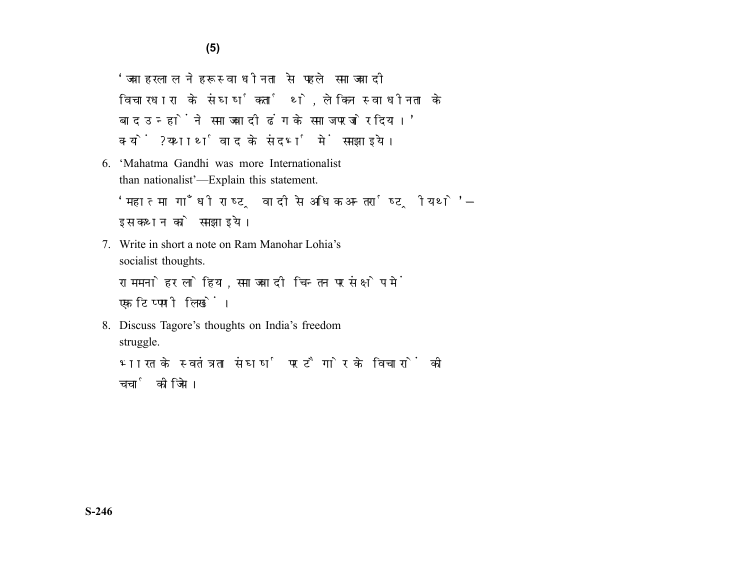'जवाहरलाल नेहरू स्वाधीनता से पहले समाजवादी विचारधारा के संघर्षकर्ता थे, लेकिन स्वाधीनता के बाद उन्होंने समाजवादी ढंग के समाज पर जोर दिया।' क्यों? यथार्थवाद के संदर्भ में समझाइये।

6. 'Mahatma Gandhi was more Internationalist than nationalist'—Explain this statement.

   'महात्मा गाँधी राष्ट्रवादी से अधिक अन्तर्राष्ट्रीय थे'—इस कथन को समझाइये।

7. Write in short a note on Ram Manohar Lohia's socialist thoughts.

   राममनोहर लोहिया, समाजवादी चिन्तन पर संक्षेप में एक टिप्पणी लिखें।

8. Discuss Tagore's thoughts on India's freedom struggle.

   भारत के स्वतंत्रता संघर्ष पर टैगोर के विचारों की चर्चा कीजिये।

S-246